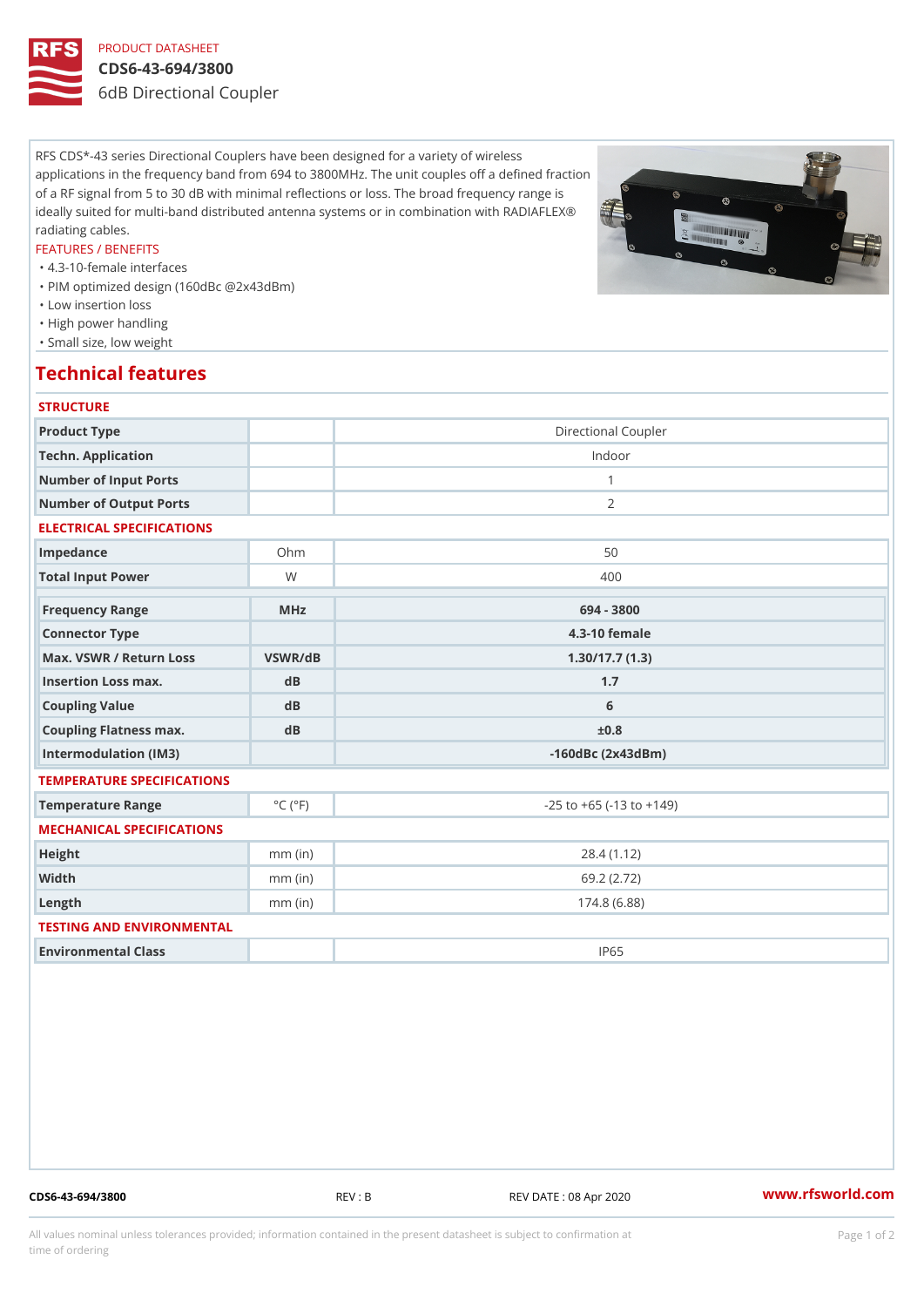PRODUCT DATASHEET

# CDS6-43-694/3800

## 6dB Directional Coupler

RFS CDS*-43 series Directional Couplers have been designed for a variety of wireless applications in the frequency band from 694 to 3800MHz. The unit couples off a defined fraction of a RF signal from 5 to 30 dB with minimal reflections or loss. The broad frequency range is ideally suited for multi-band distributed antenna systems or in combination with RADIAFLEX® radiating cables.

FEATURES / BENEFITS

- 4.3-10-female interfaces
- PIM optimized design (160dBc @2x43dBm)
- Low insertion loss
- High power handling
- Small size, low weight

## Technical features

### STRUCTURE

| | | |
|---|---|---|
| Product Type | | Directional Coupler |
| Techn. Application | | Indoor |
| Number of Input Ports | | 1 |
| Number of Output Ports | | 2 |

### ELECTRICAL SPECIFICATIONS

| | | |
|---|---|---|
| Impedance | Ohm | 50 |
| Total Input Power | W | 400 |

| Frequency Range | MHz | 694 - 3800 |
|---|---|---|
| Connector Type | | 4.3-10 female |
| Max. VSWR / Return Loss | VSWR/dB | 1.30/17.7 (1.3) |
| Insertion Loss max. | dB | 1.7 |
| Coupling Value | dB | 6 |
| Coupling Flatness max. | dB | ±0.8 |
| Intermodulation (IM3) | | -160dBc (2x43dBm) |

### TEMPERATURE SPECIFICATIONS

| | | |
|---|---|---|
| Temperature Range | °C (°F) | -25 to +65 (-13 to +149) |

### MECHANICAL SPECIFICATIONS

| | | |
|---|---|---|
| Height | mm (in) | 28.4 (1.12) |
| Width | mm (in) | 69.2 (2.72) |
| Length | mm (in) | 174.8 (6.88) |

### TESTING AND ENVIRONMENTAL

| | | |
|---|---|---|
| Environmental Class | | IP65 |

CDS6-43-694/3800 REV : B REV DATE : 08 Apr 2020 www.rfsworld.com

All values nominal unless tolerances provided; information contained in the present datasheet is subject to confirmation at time of ordering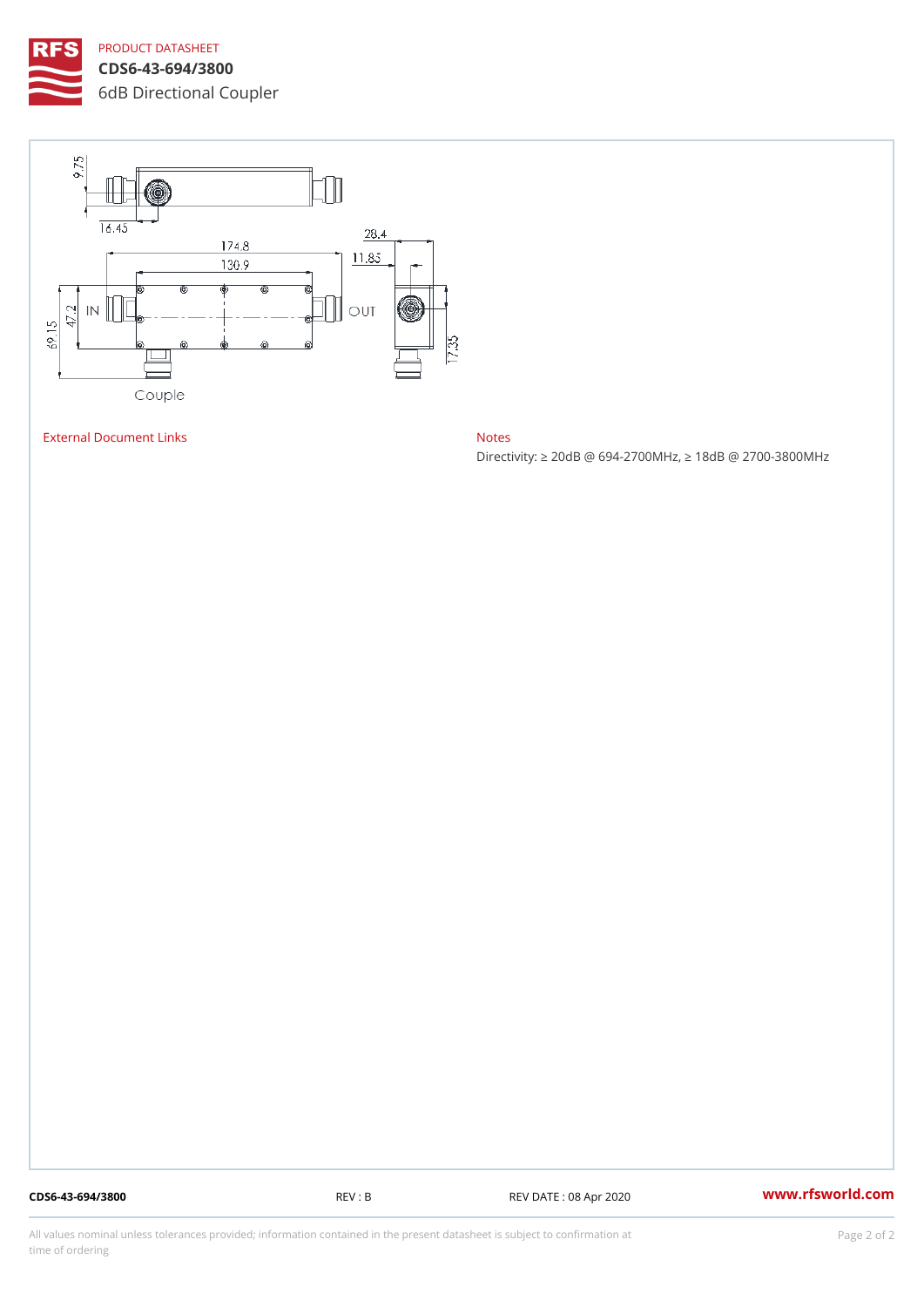PRODUCT DATASHEET

CDS6-43-694/3800

6dB Directional Coupler

9.75

16.45

174.8

130.9

28.4

11.85

IN

OUT

47.2

69.15

17.35

Couple

## External Document Links

## Notes

Directivity: ≥ 20dB @ 694-2700MHz, ≥ 18dB @ 2700-3800MHz

CDS6-43-694/3800 REV : B REV DATE : 08 Apr 2020 www.rfsworld.com

All values nominal unless tolerances provided; information contained in the present datasheet is subject to confirmation at time of ordering